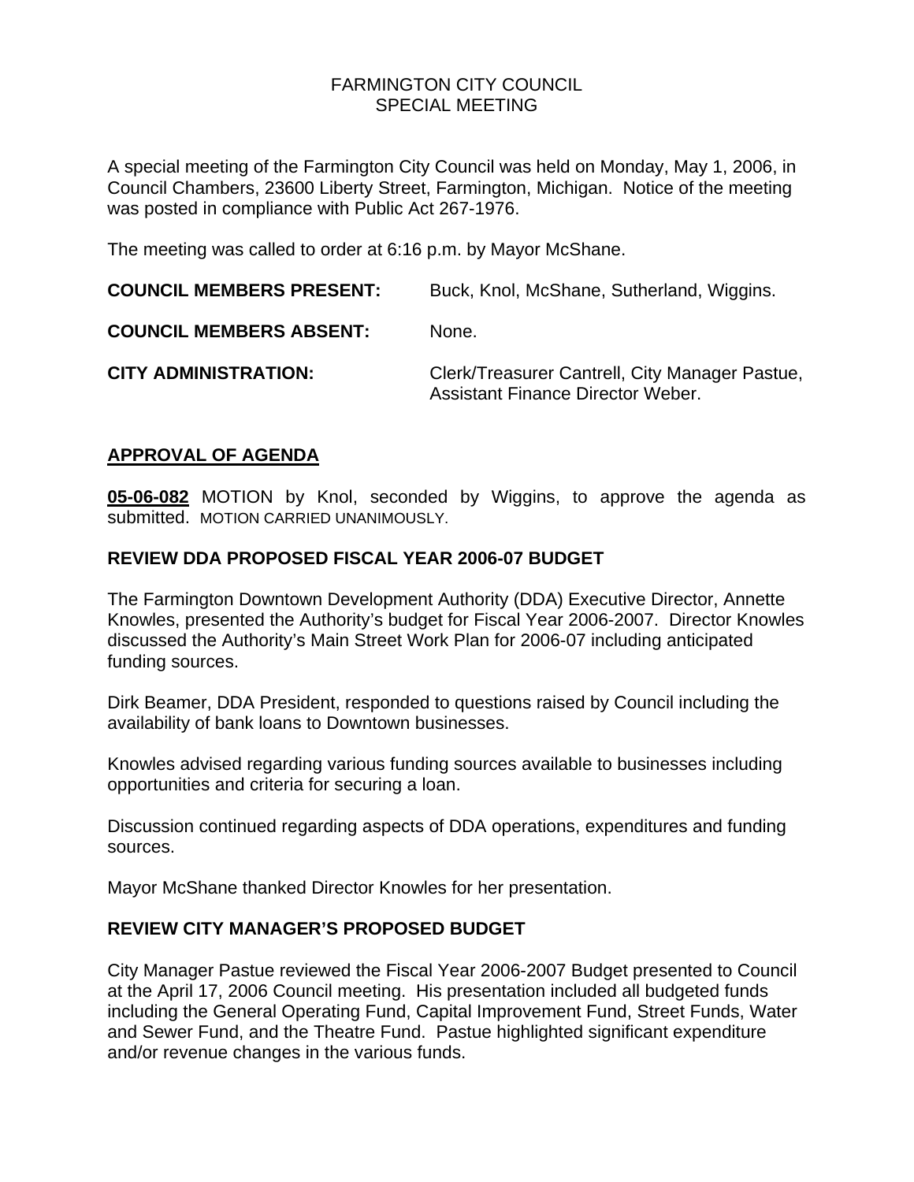# FARMINGTON CITY COUNCIL
## SPECIAL MEETING

A special meeting of the Farmington City Council was held on Monday, May 1, 2006, in Council Chambers, 23600 Liberty Street, Farmington, Michigan. Notice of the meeting was posted in compliance with Public Act 267-1976.

The meeting was called to order at 6:16 p.m. by Mayor McShane.

| | |
|---|---|
| **COUNCIL MEMBERS PRESENT:** | Buck, Knol, McShane, Sutherland, Wiggins. |
| **COUNCIL MEMBERS ABSENT:** | None. |
| **CITY ADMINISTRATION:** | Clerk/Treasurer Cantrell, City Manager Pastue, Assistant Finance Director Weber. |

## APPROVAL OF AGENDA

**05-06-082** MOTION by Knol, seconded by Wiggins, to approve the agenda as submitted. MOTION CARRIED UNANIMOUSLY.

## REVIEW DDA PROPOSED FISCAL YEAR 2006-07 BUDGET

The Farmington Downtown Development Authority (DDA) Executive Director, Annette Knowles, presented the Authority's budget for Fiscal Year 2006-2007. Director Knowles discussed the Authority's Main Street Work Plan for 2006-07 including anticipated funding sources.

Dirk Beamer, DDA President, responded to questions raised by Council including the availability of bank loans to Downtown businesses.

Knowles advised regarding various funding sources available to businesses including opportunities and criteria for securing a loan.

Discussion continued regarding aspects of DDA operations, expenditures and funding sources.

Mayor McShane thanked Director Knowles for her presentation.

## REVIEW CITY MANAGER'S PROPOSED BUDGET

City Manager Pastue reviewed the Fiscal Year 2006-2007 Budget presented to Council at the April 17, 2006 Council meeting. His presentation included all budgeted funds including the General Operating Fund, Capital Improvement Fund, Street Funds, Water and Sewer Fund, and the Theatre Fund. Pastue highlighted significant expenditure and/or revenue changes in the various funds.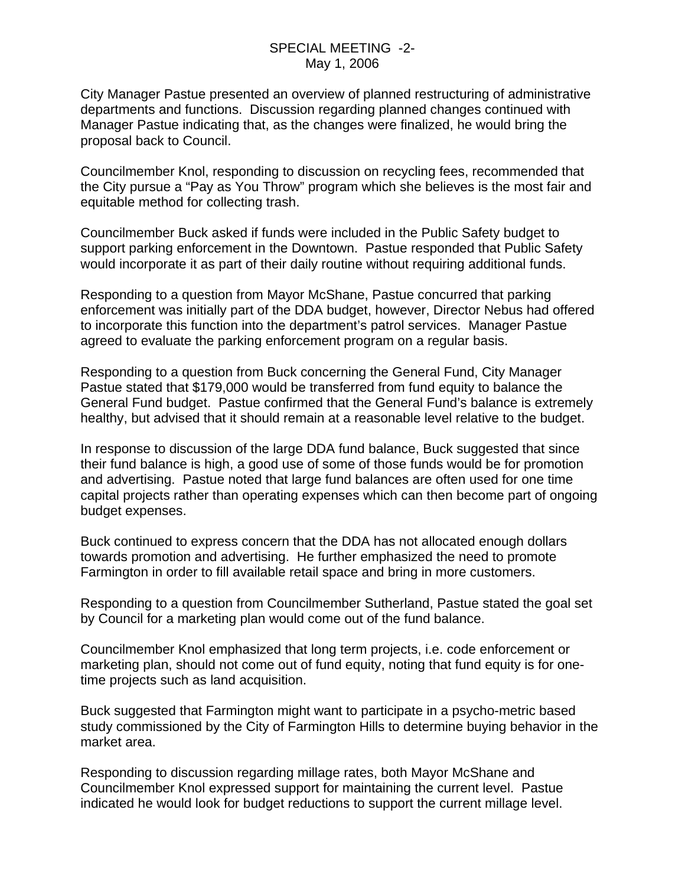City Manager Pastue presented an overview of planned restructuring of administrative departments and functions. Discussion regarding planned changes continued with Manager Pastue indicating that, as the changes were finalized, he would bring the proposal back to Council.

Councilmember Knol, responding to discussion on recycling fees, recommended that the City pursue a "Pay as You Throw" program which she believes is the most fair and equitable method for collecting trash.

Councilmember Buck asked if funds were included in the Public Safety budget to support parking enforcement in the Downtown. Pastue responded that Public Safety would incorporate it as part of their daily routine without requiring additional funds.

Responding to a question from Mayor McShane, Pastue concurred that parking enforcement was initially part of the DDA budget, however, Director Nebus had offered to incorporate this function into the department's patrol services. Manager Pastue agreed to evaluate the parking enforcement program on a regular basis.

Responding to a question from Buck concerning the General Fund, City Manager Pastue stated that $179,000 would be transferred from fund equity to balance the General Fund budget. Pastue confirmed that the General Fund's balance is extremely healthy, but advised that it should remain at a reasonable level relative to the budget.

In response to discussion of the large DDA fund balance, Buck suggested that since their fund balance is high, a good use of some of those funds would be for promotion and advertising. Pastue noted that large fund balances are often used for one time capital projects rather than operating expenses which can then become part of ongoing budget expenses.

Buck continued to express concern that the DDA has not allocated enough dollars towards promotion and advertising. He further emphasized the need to promote Farmington in order to fill available retail space and bring in more customers.

Responding to a question from Councilmember Sutherland, Pastue stated the goal set by Council for a marketing plan would come out of the fund balance.

Councilmember Knol emphasized that long term projects, i.e. code enforcement or marketing plan, should not come out of fund equity, noting that fund equity is for one-time projects such as land acquisition.

Buck suggested that Farmington might want to participate in a psycho-metric based study commissioned by the City of Farmington Hills to determine buying behavior in the market area.

Responding to discussion regarding millage rates, both Mayor McShane and Councilmember Knol expressed support for maintaining the current level. Pastue indicated he would look for budget reductions to support the current millage level.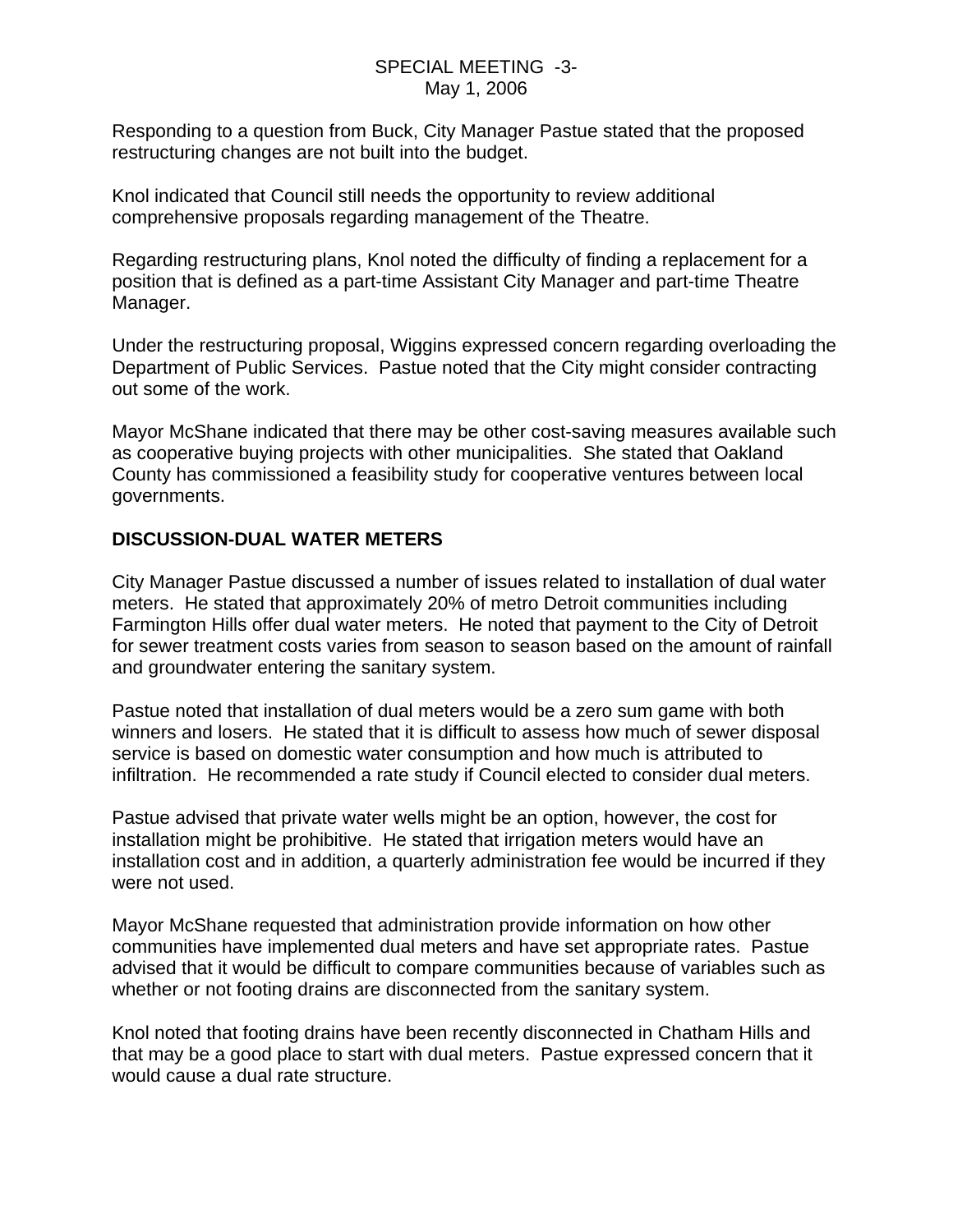Responding to a question from Buck, City Manager Pastue stated that the proposed restructuring changes are not built into the budget.

Knol indicated that Council still needs the opportunity to review additional comprehensive proposals regarding management of the Theatre.

Regarding restructuring plans, Knol noted the difficulty of finding a replacement for a position that is defined as a part-time Assistant City Manager and part-time Theatre Manager.

Under the restructuring proposal, Wiggins expressed concern regarding overloading the Department of Public Services. Pastue noted that the City might consider contracting out some of the work.

Mayor McShane indicated that there may be other cost-saving measures available such as cooperative buying projects with other municipalities. She stated that Oakland County has commissioned a feasibility study for cooperative ventures between local governments.

## DISCUSSION-DUAL WATER METERS

City Manager Pastue discussed a number of issues related to installation of dual water meters. He stated that approximately 20% of metro Detroit communities including Farmington Hills offer dual water meters. He noted that payment to the City of Detroit for sewer treatment costs varies from season to season based on the amount of rainfall and groundwater entering the sanitary system.

Pastue noted that installation of dual meters would be a zero sum game with both winners and losers. He stated that it is difficult to assess how much of sewer disposal service is based on domestic water consumption and how much is attributed to infiltration. He recommended a rate study if Council elected to consider dual meters.

Pastue advised that private water wells might be an option, however, the cost for installation might be prohibitive. He stated that irrigation meters would have an installation cost and in addition, a quarterly administration fee would be incurred if they were not used.

Mayor McShane requested that administration provide information on how other communities have implemented dual meters and have set appropriate rates. Pastue advised that it would be difficult to compare communities because of variables such as whether or not footing drains are disconnected from the sanitary system.

Knol noted that footing drains have been recently disconnected in Chatham Hills and that may be a good place to start with dual meters. Pastue expressed concern that it would cause a dual rate structure.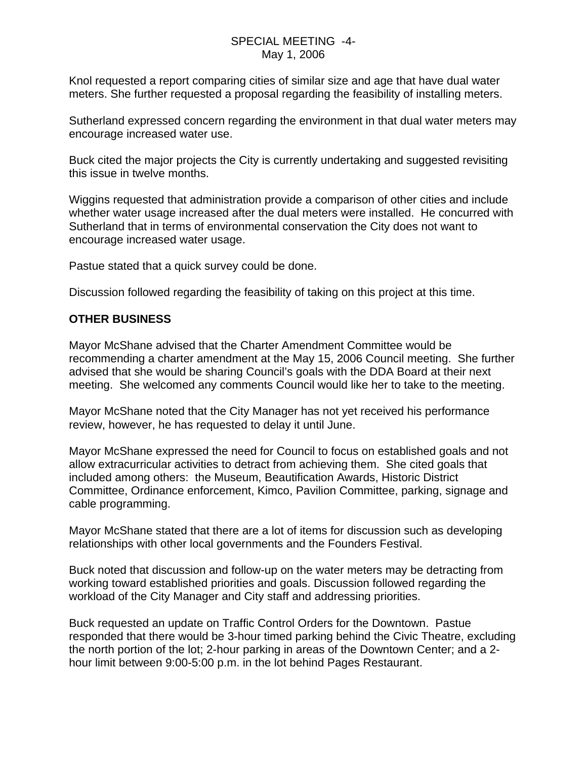Knol requested a report comparing cities of similar size and age that have dual water meters. She further requested a proposal regarding the feasibility of installing meters.

Sutherland expressed concern regarding the environment in that dual water meters may encourage increased water use.

Buck cited the major projects the City is currently undertaking and suggested revisiting this issue in twelve months.

Wiggins requested that administration provide a comparison of other cities and include whether water usage increased after the dual meters were installed. He concurred with Sutherland that in terms of environmental conservation the City does not want to encourage increased water usage.

Pastue stated that a quick survey could be done.

Discussion followed regarding the feasibility of taking on this project at this time.

**OTHER BUSINESS**

Mayor McShane advised that the Charter Amendment Committee would be recommending a charter amendment at the May 15, 2006 Council meeting. She further advised that she would be sharing Council's goals with the DDA Board at their next meeting. She welcomed any comments Council would like her to take to the meeting.

Mayor McShane noted that the City Manager has not yet received his performance review, however, he has requested to delay it until June.

Mayor McShane expressed the need for Council to focus on established goals and not allow extracurricular activities to detract from achieving them. She cited goals that included among others: the Museum, Beautification Awards, Historic District Committee, Ordinance enforcement, Kimco, Pavilion Committee, parking, signage and cable programming.

Mayor McShane stated that there are a lot of items for discussion such as developing relationships with other local governments and the Founders Festival.

Buck noted that discussion and follow-up on the water meters may be detracting from working toward established priorities and goals. Discussion followed regarding the workload of the City Manager and City staff and addressing priorities.

Buck requested an update on Traffic Control Orders for the Downtown. Pastue responded that there would be 3-hour timed parking behind the Civic Theatre, excluding the north portion of the lot; 2-hour parking in areas of the Downtown Center; and a 2-hour limit between 9:00-5:00 p.m. in the lot behind Pages Restaurant.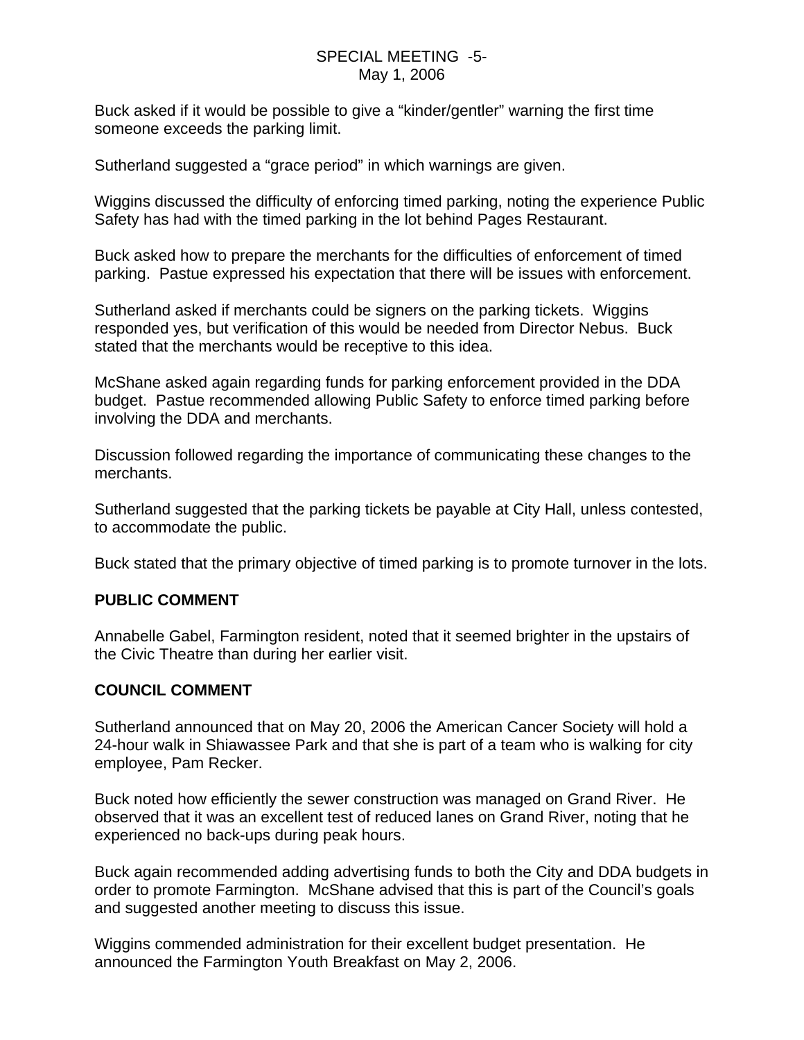Buck asked if it would be possible to give a "kinder/gentler" warning the first time someone exceeds the parking limit.

Sutherland suggested a "grace period" in which warnings are given.

Wiggins discussed the difficulty of enforcing timed parking, noting the experience Public Safety has had with the timed parking in the lot behind Pages Restaurant.

Buck asked how to prepare the merchants for the difficulties of enforcement of timed parking. Pastue expressed his expectation that there will be issues with enforcement.

Sutherland asked if merchants could be signers on the parking tickets. Wiggins responded yes, but verification of this would be needed from Director Nebus. Buck stated that the merchants would be receptive to this idea.

McShane asked again regarding funds for parking enforcement provided in the DDA budget. Pastue recommended allowing Public Safety to enforce timed parking before involving the DDA and merchants.

Discussion followed regarding the importance of communicating these changes to the merchants.

Sutherland suggested that the parking tickets be payable at City Hall, unless contested, to accommodate the public.

Buck stated that the primary objective of timed parking is to promote turnover in the lots.

**PUBLIC COMMENT**

Annabelle Gabel, Farmington resident, noted that it seemed brighter in the upstairs of the Civic Theatre than during her earlier visit.

**COUNCIL COMMENT**

Sutherland announced that on May 20, 2006 the American Cancer Society will hold a 24-hour walk in Shiawassee Park and that she is part of a team who is walking for city employee, Pam Recker.

Buck noted how efficiently the sewer construction was managed on Grand River. He observed that it was an excellent test of reduced lanes on Grand River, noting that he experienced no back-ups during peak hours.

Buck again recommended adding advertising funds to both the City and DDA budgets in order to promote Farmington. McShane advised that this is part of the Council's goals and suggested another meeting to discuss this issue.

Wiggins commended administration for their excellent budget presentation. He announced the Farmington Youth Breakfast on May 2, 2006.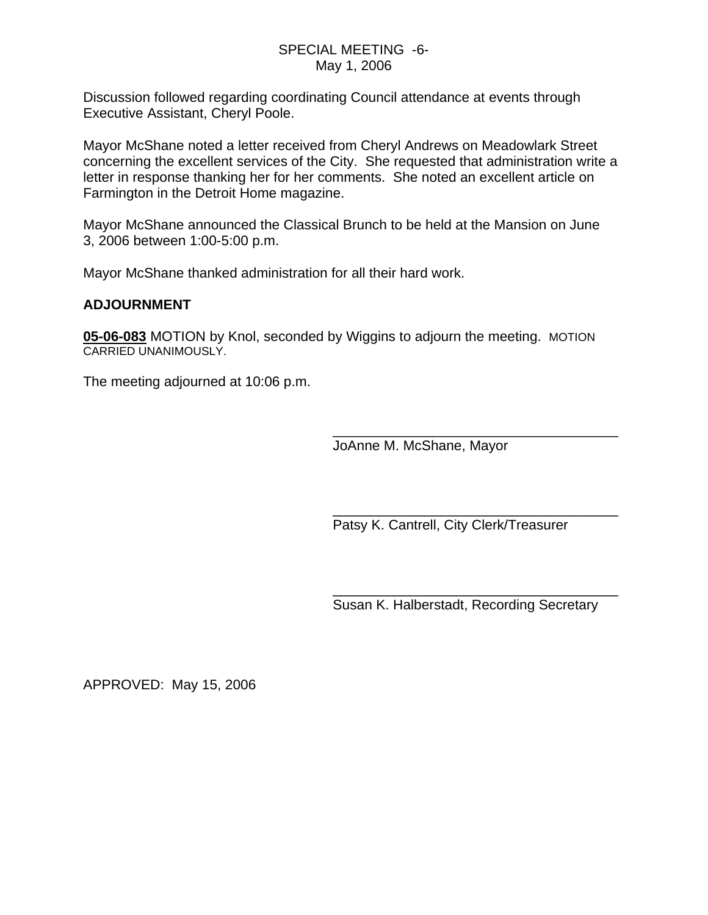Discussion followed regarding coordinating Council attendance at events through Executive Assistant, Cheryl Poole.

Mayor McShane noted a letter received from Cheryl Andrews on Meadowlark Street concerning the excellent services of the City. She requested that administration write a letter in response thanking her for her comments. She noted an excellent article on Farmington in the Detroit Home magazine.

Mayor McShane announced the Classical Brunch to be held at the Mansion on June 3, 2006 between 1:00-5:00 p.m.

Mayor McShane thanked administration for all their hard work.

## ADJOURNMENT

**05-06-083** MOTION by Knol, seconded by Wiggins to adjourn the meeting. MOTION CARRIED UNANIMOUSLY.

The meeting adjourned at 10:06 p.m.

______________________________________
JoAnne M. McShane, Mayor

______________________________________
Patsy K. Cantrell, City Clerk/Treasurer

______________________________________
Susan K. Halberstadt, Recording Secretary

APPROVED: May 15, 2006